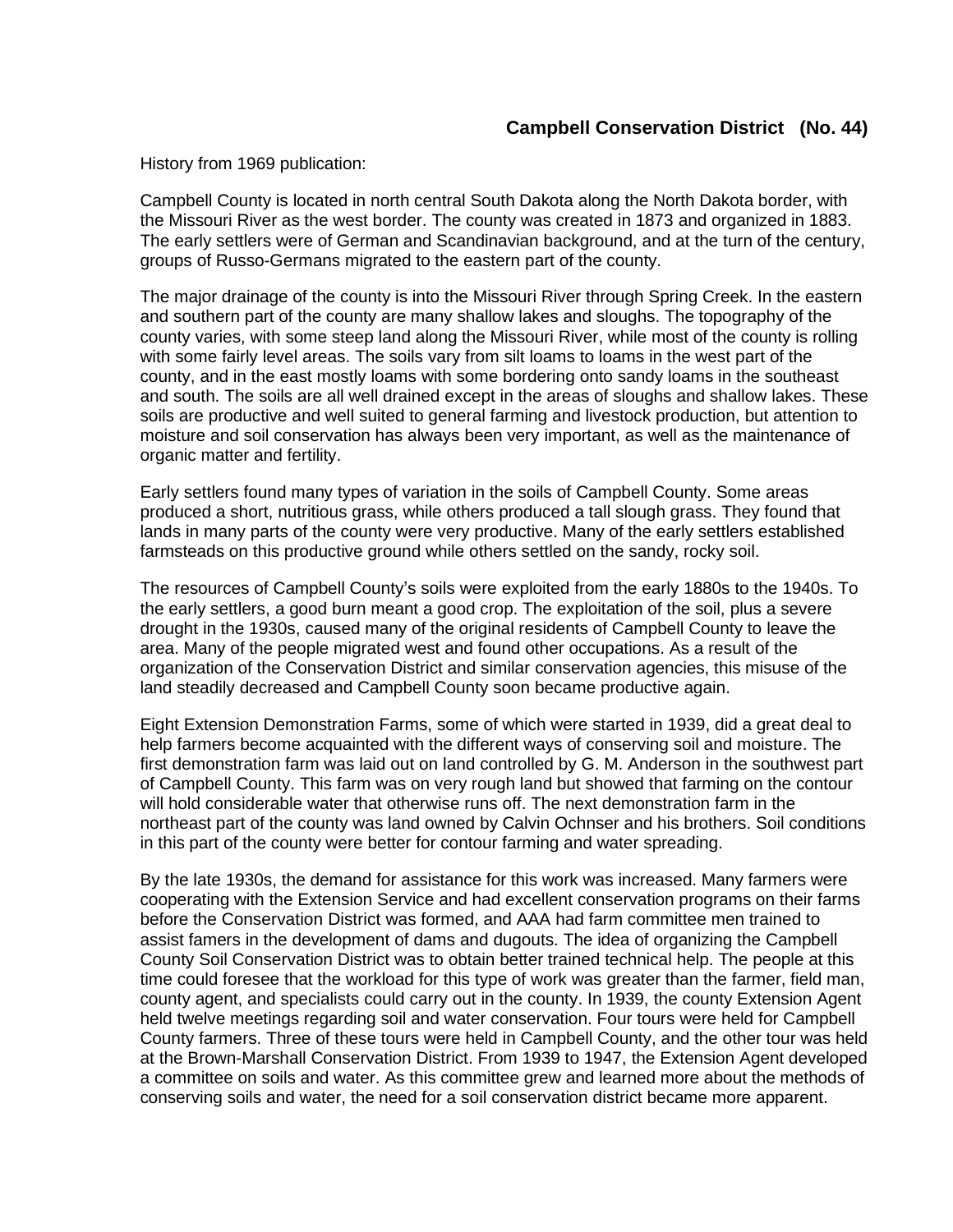## Campbell Conservation District (No. 44)

History from 1969 publication:

Campbell County is located in north central South Dakota along the North Dakota border, with the Missouri River as the west border. The county was created in 1873 and organized in 1883. The early settlers were of German and Scandinavian background, and at the turn of the century, groups of Russo-Germans migrated to the eastern part of the county.

The major drainage of the county is into the Missouri River through Spring Creek. In the eastern and southern part of the county are many shallow lakes and sloughs. The topography of the county varies, with some steep land along the Missouri River, while most of the county is rolling with some fairly level areas. The soils vary from silt loams to loams in the west part of the county, and in the east mostly loams with some bordering onto sandy loams in the southeast and south. The soils are all well drained except in the areas of sloughs and shallow lakes. These soils are productive and well suited to general farming and livestock production, but attention to moisture and soil conservation has always been very important, as well as the maintenance of organic matter and fertility.

Early settlers found many types of variation in the soils of Campbell County. Some areas produced a short, nutritious grass, while others produced a tall slough grass. They found that lands in many parts of the county were very productive. Many of the early settlers established farmsteads on this productive ground while others settled on the sandy, rocky soil.

The resources of Campbell County's soils were exploited from the early 1880s to the 1940s. To the early settlers, a good burn meant a good crop. The exploitation of the soil, plus a severe drought in the 1930s, caused many of the original residents of Campbell County to leave the area. Many of the people migrated west and found other occupations. As a result of the organization of the Conservation District and similar conservation agencies, this misuse of the land steadily decreased and Campbell County soon became productive again.

Eight Extension Demonstration Farms, some of which were started in 1939, did a great deal to help farmers become acquainted with the different ways of conserving soil and moisture. The first demonstration farm was laid out on land controlled by G. M. Anderson in the southwest part of Campbell County. This farm was on very rough land but showed that farming on the contour will hold considerable water that otherwise runs off. The next demonstration farm in the northeast part of the county was land owned by Calvin Ochnser and his brothers. Soil conditions in this part of the county were better for contour farming and water spreading.

By the late 1930s, the demand for assistance for this work was increased. Many farmers were cooperating with the Extension Service and had excellent conservation programs on their farms before the Conservation District was formed, and AAA had farm committee men trained to assist famers in the development of dams and dugouts. The idea of organizing the Campbell County Soil Conservation District was to obtain better trained technical help. The people at this time could foresee that the workload for this type of work was greater than the farmer, field man, county agent, and specialists could carry out in the county. In 1939, the county Extension Agent held twelve meetings regarding soil and water conservation. Four tours were held for Campbell County farmers. Three of these tours were held in Campbell County, and the other tour was held at the Brown-Marshall Conservation District. From 1939 to 1947, the Extension Agent developed a committee on soils and water. As this committee grew and learned more about the methods of conserving soils and water, the need for a soil conservation district became more apparent.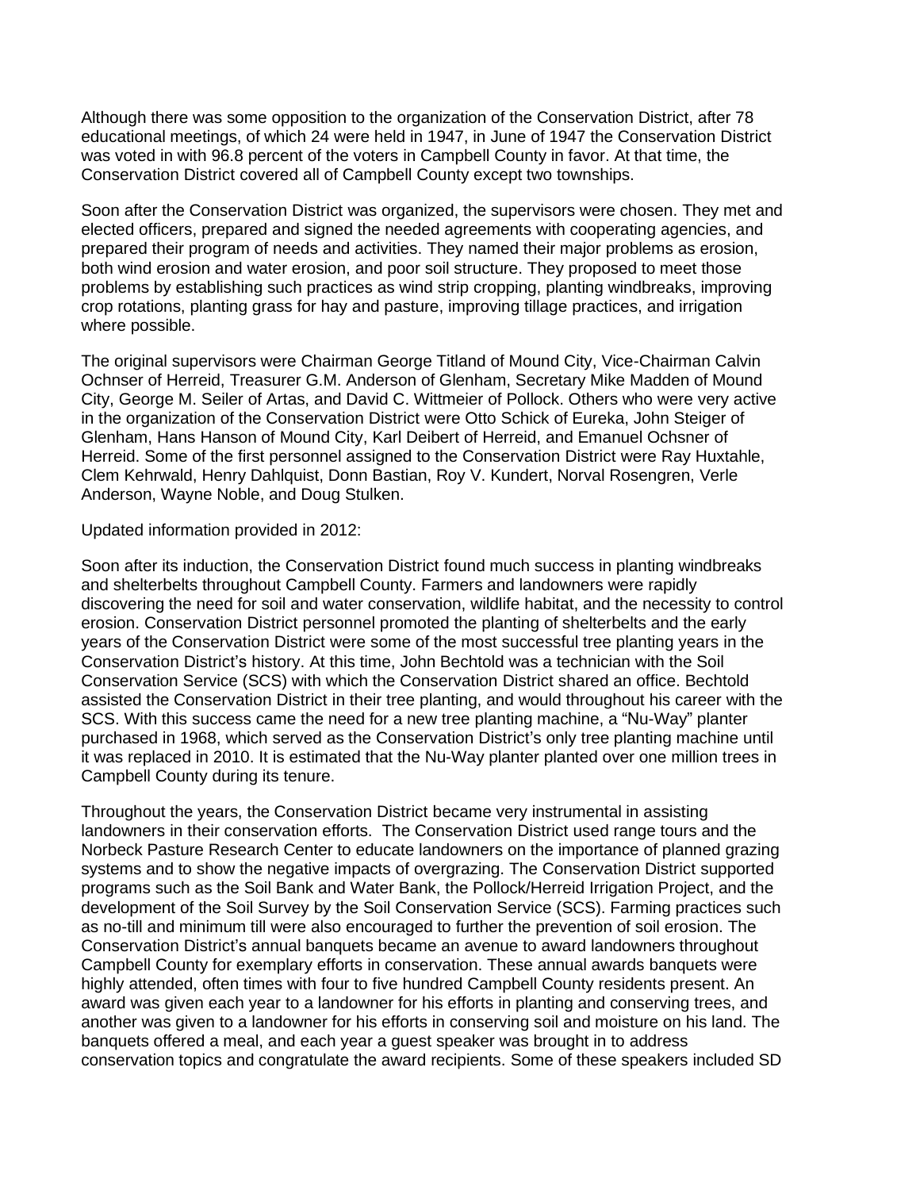Although there was some opposition to the organization of the Conservation District, after 78 educational meetings, of which 24 were held in 1947, in June of 1947 the Conservation District was voted in with 96.8 percent of the voters in Campbell County in favor. At that time, the Conservation District covered all of Campbell County except two townships.

Soon after the Conservation District was organized, the supervisors were chosen. They met and elected officers, prepared and signed the needed agreements with cooperating agencies, and prepared their program of needs and activities. They named their major problems as erosion, both wind erosion and water erosion, and poor soil structure. They proposed to meet those problems by establishing such practices as wind strip cropping, planting windbreaks, improving crop rotations, planting grass for hay and pasture, improving tillage practices, and irrigation where possible.

The original supervisors were Chairman George Titland of Mound City, Vice-Chairman Calvin Ochnser of Herreid, Treasurer G.M. Anderson of Glenham, Secretary Mike Madden of Mound City, George M. Seiler of Artas, and David C. Wittmeier of Pollock. Others who were very active in the organization of the Conservation District were Otto Schick of Eureka, John Steiger of Glenham, Hans Hanson of Mound City, Karl Deibert of Herreid, and Emanuel Ochsner of Herreid. Some of the first personnel assigned to the Conservation District were Ray Huxtahle, Clem Kehrwald, Henry Dahlquist, Donn Bastian, Roy V. Kundert, Norval Rosengren, Verle Anderson, Wayne Noble, and Doug Stulken.

Updated information provided in 2012:

Soon after its induction, the Conservation District found much success in planting windbreaks and shelterbelts throughout Campbell County. Farmers and landowners were rapidly discovering the need for soil and water conservation, wildlife habitat, and the necessity to control erosion. Conservation District personnel promoted the planting of shelterbelts and the early years of the Conservation District were some of the most successful tree planting years in the Conservation District's history. At this time, John Bechtold was a technician with the Soil Conservation Service (SCS) with which the Conservation District shared an office. Bechtold assisted the Conservation District in their tree planting, and would throughout his career with the SCS. With this success came the need for a new tree planting machine, a "Nu-Way" planter purchased in 1968, which served as the Conservation District's only tree planting machine until it was replaced in 2010. It is estimated that the Nu-Way planter planted over one million trees in Campbell County during its tenure.

Throughout the years, the Conservation District became very instrumental in assisting landowners in their conservation efforts. The Conservation District used range tours and the Norbeck Pasture Research Center to educate landowners on the importance of planned grazing systems and to show the negative impacts of overgrazing. The Conservation District supported programs such as the Soil Bank and Water Bank, the Pollock/Herreid Irrigation Project, and the development of the Soil Survey by the Soil Conservation Service (SCS). Farming practices such as no-till and minimum till were also encouraged to further the prevention of soil erosion. The Conservation District's annual banquets became an avenue to award landowners throughout Campbell County for exemplary efforts in conservation. These annual awards banquets were highly attended, often times with four to five hundred Campbell County residents present. An award was given each year to a landowner for his efforts in planting and conserving trees, and another was given to a landowner for his efforts in conserving soil and moisture on his land. The banquets offered a meal, and each year a guest speaker was brought in to address conservation topics and congratulate the award recipients. Some of these speakers included SD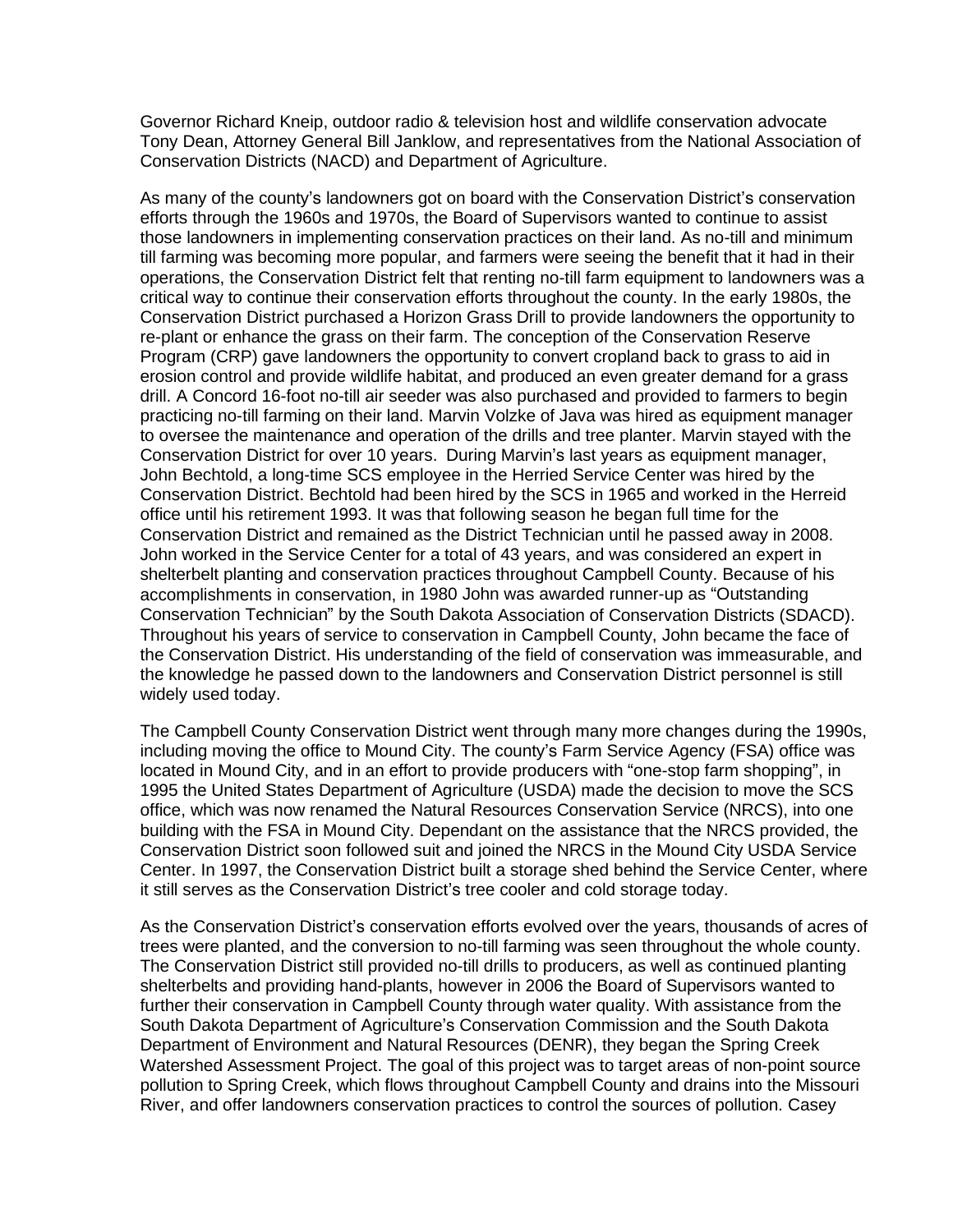Governor Richard Kneip, outdoor radio & television host and wildlife conservation advocate Tony Dean, Attorney General Bill Janklow, and representatives from the National Association of Conservation Districts (NACD) and Department of Agriculture.

As many of the county's landowners got on board with the Conservation District's conservation efforts through the 1960s and 1970s, the Board of Supervisors wanted to continue to assist those landowners in implementing conservation practices on their land. As no-till and minimum till farming was becoming more popular, and farmers were seeing the benefit that it had in their operations, the Conservation District felt that renting no-till farm equipment to landowners was a critical way to continue their conservation efforts throughout the county. In the early 1980s, the Conservation District purchased a Horizon Grass Drill to provide landowners the opportunity to re-plant or enhance the grass on their farm. The conception of the Conservation Reserve Program (CRP) gave landowners the opportunity to convert cropland back to grass to aid in erosion control and provide wildlife habitat, and produced an even greater demand for a grass drill. A Concord 16-foot no-till air seeder was also purchased and provided to farmers to begin practicing no-till farming on their land. Marvin Volzke of Java was hired as equipment manager to oversee the maintenance and operation of the drills and tree planter. Marvin stayed with the Conservation District for over 10 years. During Marvin's last years as equipment manager, John Bechtold, a long-time SCS employee in the Herried Service Center was hired by the Conservation District. Bechtold had been hired by the SCS in 1965 and worked in the Herreid office until his retirement 1993. It was that following season he began full time for the Conservation District and remained as the District Technician until he passed away in 2008. John worked in the Service Center for a total of 43 years, and was considered an expert in shelterbelt planting and conservation practices throughout Campbell County. Because of his accomplishments in conservation, in 1980 John was awarded runner-up as "Outstanding Conservation Technician" by the South Dakota Association of Conservation Districts (SDACD). Throughout his years of service to conservation in Campbell County, John became the face of the Conservation District. His understanding of the field of conservation was immeasurable, and the knowledge he passed down to the landowners and Conservation District personnel is still widely used today.

The Campbell County Conservation District went through many more changes during the 1990s, including moving the office to Mound City. The county's Farm Service Agency (FSA) office was located in Mound City, and in an effort to provide producers with "one-stop farm shopping", in 1995 the United States Department of Agriculture (USDA) made the decision to move the SCS office, which was now renamed the Natural Resources Conservation Service (NRCS), into one building with the FSA in Mound City. Dependant on the assistance that the NRCS provided, the Conservation District soon followed suit and joined the NRCS in the Mound City USDA Service Center. In 1997, the Conservation District built a storage shed behind the Service Center, where it still serves as the Conservation District's tree cooler and cold storage today.

As the Conservation District's conservation efforts evolved over the years, thousands of acres of trees were planted, and the conversion to no-till farming was seen throughout the whole county. The Conservation District still provided no-till drills to producers, as well as continued planting shelterbelts and providing hand-plants, however in 2006 the Board of Supervisors wanted to further their conservation in Campbell County through water quality. With assistance from the South Dakota Department of Agriculture's Conservation Commission and the South Dakota Department of Environment and Natural Resources (DENR), they began the Spring Creek Watershed Assessment Project. The goal of this project was to target areas of non-point source pollution to Spring Creek, which flows throughout Campbell County and drains into the Missouri River, and offer landowners conservation practices to control the sources of pollution. Casey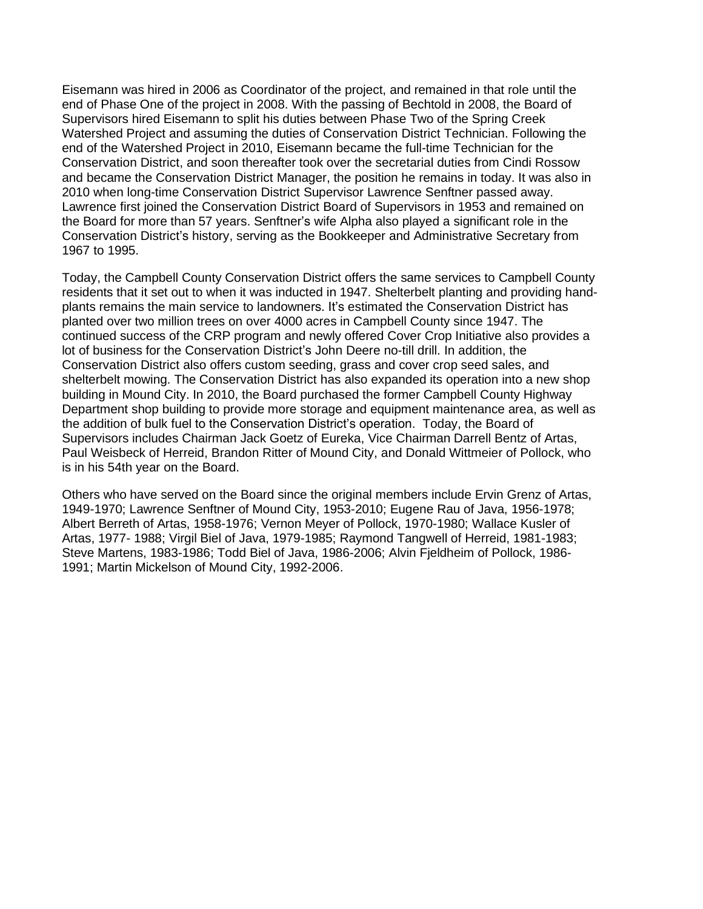Eisemann was hired in 2006 as Coordinator of the project, and remained in that role until the end of Phase One of the project in 2008. With the passing of Bechtold in 2008, the Board of Supervisors hired Eisemann to split his duties between Phase Two of the Spring Creek Watershed Project and assuming the duties of Conservation District Technician. Following the end of the Watershed Project in 2010, Eisemann became the full-time Technician for the Conservation District, and soon thereafter took over the secretarial duties from Cindi Rossow and became the Conservation District Manager, the position he remains in today. It was also in 2010 when long-time Conservation District Supervisor Lawrence Senftner passed away. Lawrence first joined the Conservation District Board of Supervisors in 1953 and remained on the Board for more than 57 years. Senftner's wife Alpha also played a significant role in the Conservation District's history, serving as the Bookkeeper and Administrative Secretary from 1967 to 1995.

Today, the Campbell County Conservation District offers the same services to Campbell County residents that it set out to when it was inducted in 1947. Shelterbelt planting and providing hand-plants remains the main service to landowners. It's estimated the Conservation District has planted over two million trees on over 4000 acres in Campbell County since 1947. The continued success of the CRP program and newly offered Cover Crop Initiative also provides a lot of business for the Conservation District's John Deere no-till drill. In addition, the Conservation District also offers custom seeding, grass and cover crop seed sales, and shelterbelt mowing. The Conservation District has also expanded its operation into a new shop building in Mound City. In 2010, the Board purchased the former Campbell County Highway Department shop building to provide more storage and equipment maintenance area, as well as the addition of bulk fuel to the Conservation District's operation. Today, the Board of Supervisors includes Chairman Jack Goetz of Eureka, Vice Chairman Darrell Bentz of Artas, Paul Weisbeck of Herreid, Brandon Ritter of Mound City, and Donald Wittmeier of Pollock, who is in his 54th year on the Board.

Others who have served on the Board since the original members include Ervin Grenz of Artas, 1949-1970; Lawrence Senftner of Mound City, 1953-2010; Eugene Rau of Java, 1956-1978; Albert Berreth of Artas, 1958-1976; Vernon Meyer of Pollock, 1970-1980; Wallace Kusler of Artas, 1977- 1988; Virgil Biel of Java, 1979-1985; Raymond Tangwell of Herreid, 1981-1983; Steve Martens, 1983-1986; Todd Biel of Java, 1986-2006; Alvin Fjeldheim of Pollock, 1986-1991; Martin Mickelson of Mound City, 1992-2006.